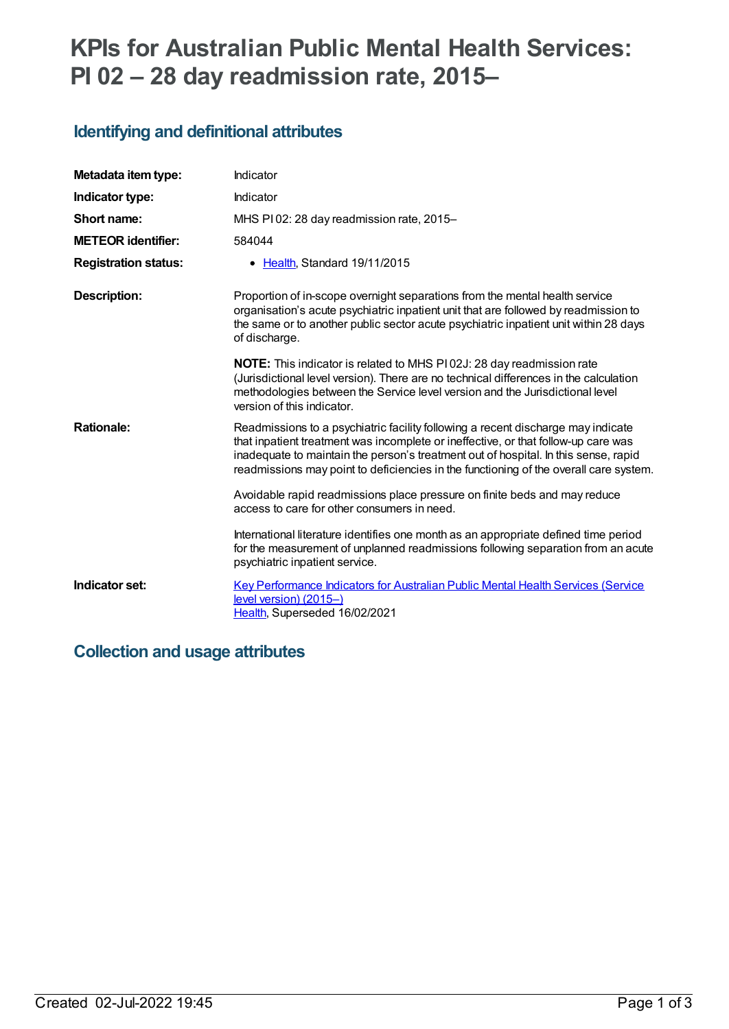# KPIs for Australian Public Mental Health Services: PI 02 – 28 day readmission rate, 2015–

## Identifying and definitional attributes

| | |
|---|---|
| **Metadata item type:** | Indicator |
| **Indicator type:** | Indicator |
| **Short name:** | MHS PI 02: 28 day readmission rate, 2015– |
| **METEOR identifier:** | 584044 |
| **Registration status:** | • Health, Standard 19/11/2015 |
| **Description:** | Proportion of in-scope overnight separations from the mental health service organisation's acute psychiatric inpatient unit that are followed by readmission to the same or to another public sector acute psychiatric inpatient unit within 28 days of discharge.<br><br>**NOTE:** This indicator is related to MHS PI 02J: 28 day readmission rate (Jurisdictional level version). There are no technical differences in the calculation methodologies between the Service level version and the Jurisdictional level version of this indicator. |
| **Rationale:** | Readmissions to a psychiatric facility following a recent discharge may indicate that inpatient treatment was incomplete or ineffective, or that follow-up care was inadequate to maintain the person's treatment out of hospital. In this sense, rapid readmissions may point to deficiencies in the functioning of the overall care system.<br><br>Avoidable rapid readmissions place pressure on finite beds and may reduce access to care for other consumers in need.<br><br>International literature identifies one month as an appropriate defined time period for the measurement of unplanned readmissions following separation from an acute psychiatric inpatient service. |
| **Indicator set:** | Key Performance Indicators for Australian Public Mental Health Services (Service level version) (2015–)<br>Health, Superseded 16/02/2021 |

## Collection and usage attributes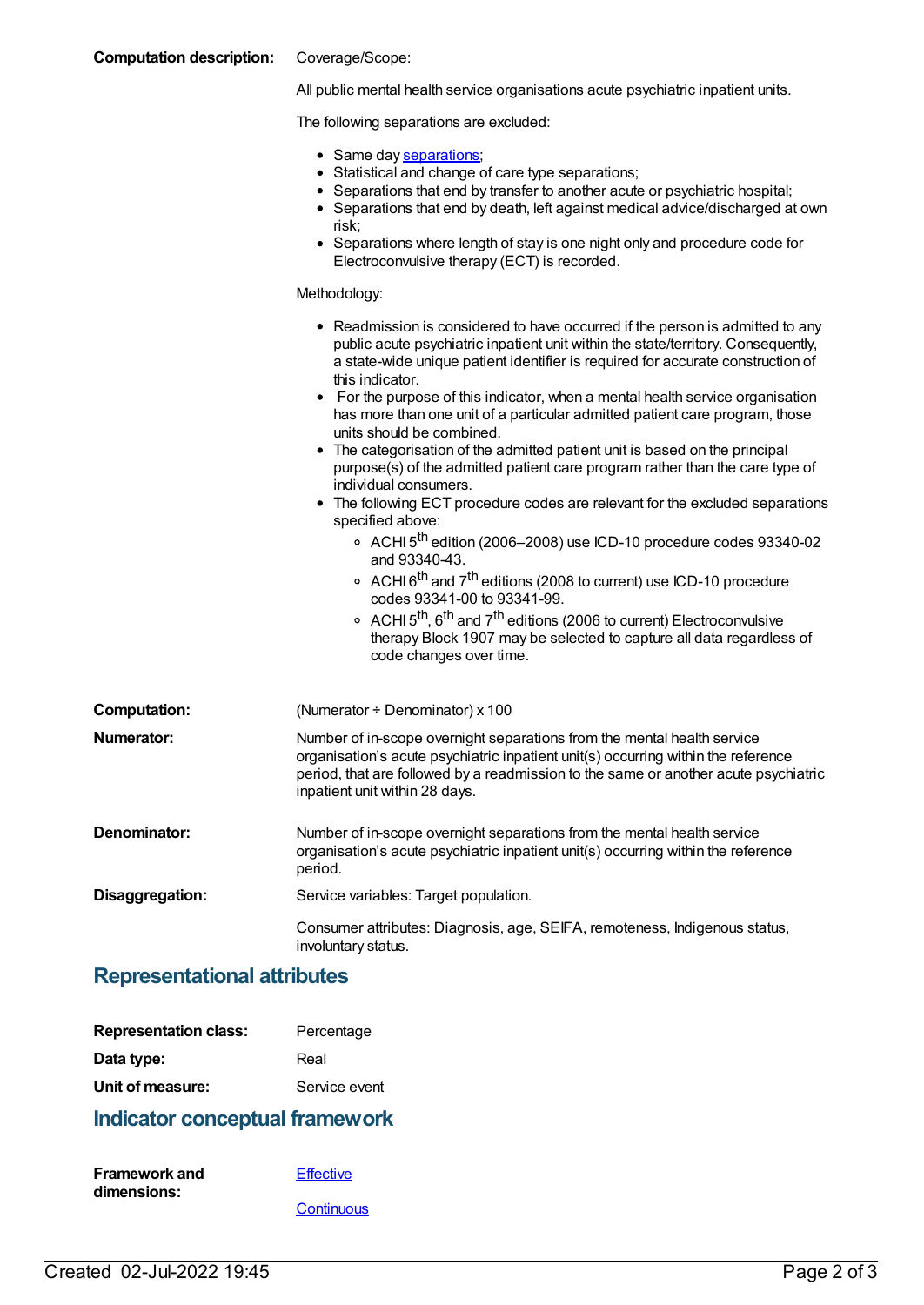**Computation description:** Coverage/Scope:

All public mental health service organisations acute psychiatric inpatient units.

The following separations are excluded:

- Same day separations;
- Statistical and change of care type separations;
- Separations that end by transfer to another acute or psychiatric hospital;
- Separations that end by death, left against medical advice/discharged at own risk;
- Separations where length of stay is one night only and procedure code for Electroconvulsive therapy (ECT) is recorded.

Methodology:

- Readmission is considered to have occurred if the person is admitted to any public acute psychiatric inpatient unit within the state/territory. Consequently, a state-wide unique patient identifier is required for accurate construction of this indicator.
- For the purpose of this indicator, when a mental health service organisation has more than one unit of a particular admitted patient care program, those units should be combined.
- The categorisation of the admitted patient unit is based on the principal purpose(s) of the admitted patient care program rather than the care type of individual consumers.
- The following ECT procedure codes are relevant for the excluded separations specified above:
    - ACHI 5th edition (2006–2008) use ICD-10 procedure codes 93340-02 and 93340-43.
    - ACHI 6th and 7th editions (2008 to current) use ICD-10 procedure codes 93341-00 to 93341-99.
    - ACHI 5th, 6th and 7th editions (2006 to current) Electroconvulsive therapy Block 1907 may be selected to capture all data regardless of code changes over time.

**Computation:** (Numerator ÷ Denominator) x 100

**Numerator:** Number of in-scope overnight separations from the mental health service organisation's acute psychiatric inpatient unit(s) occurring within the reference period, that are followed by a readmission to the same or another acute psychiatric inpatient unit within 28 days.

**Denominator:** Number of in-scope overnight separations from the mental health service organisation's acute psychiatric inpatient unit(s) occurring within the reference period.

**Disaggregation:** Service variables: Target population.

Consumer attributes: Diagnosis, age, SEIFA, remoteness, Indigenous status, involuntary status.

## Representational attributes

**Representation class:** Percentage

**Data type:** Real

**Unit of measure:** Service event

## Indicator conceptual framework

**Framework and dimensions:** Effective

Continuous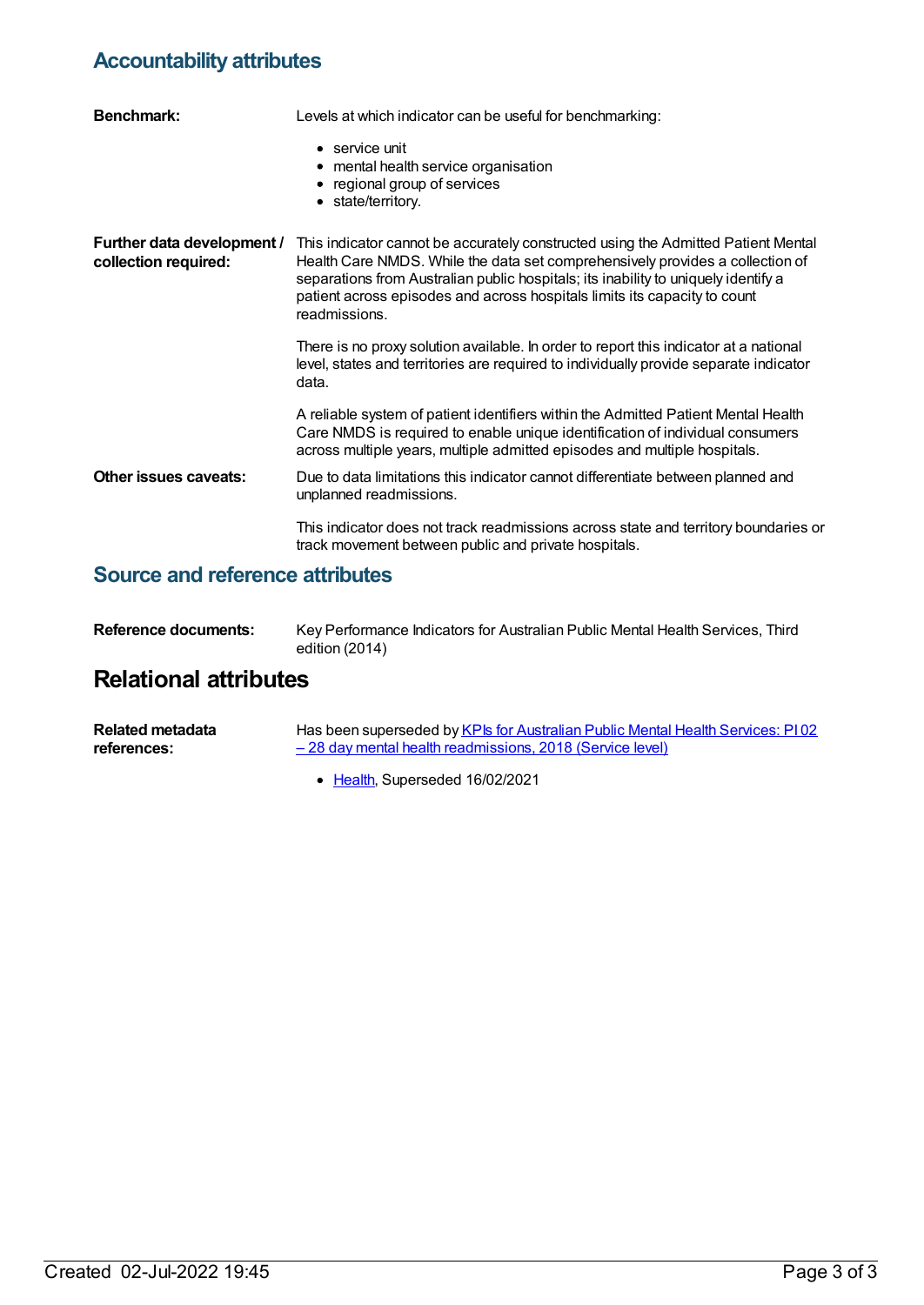## Accountability attributes

**Benchmark:** Levels at which indicator can be useful for benchmarking:

- service unit
- mental health service organisation
- regional group of services
- state/territory.

**Further data development / collection required:** This indicator cannot be accurately constructed using the Admitted Patient Mental Health Care NMDS. While the data set comprehensively provides a collection of separations from Australian public hospitals; its inability to uniquely identify a patient across episodes and across hospitals limits its capacity to count readmissions.

There is no proxy solution available. In order to report this indicator at a national level, states and territories are required to individually provide separate indicator data.

A reliable system of patient identifiers within the Admitted Patient Mental Health Care NMDS is required to enable unique identification of individual consumers across multiple years, multiple admitted episodes and multiple hospitals.

**Other issues caveats:** Due to data limitations this indicator cannot differentiate between planned and unplanned readmissions.

This indicator does not track readmissions across state and territory boundaries or track movement between public and private hospitals.

## Source and reference attributes

**Reference documents:** Key Performance Indicators for Australian Public Mental Health Services, Third edition (2014)

# Relational attributes

**Related metadata references:** Has been superseded by KPIs for Australian Public Mental Health Services: PI 02 – 28 day mental health readmissions, 2018 (Service level)

- Health, Superseded 16/02/2021